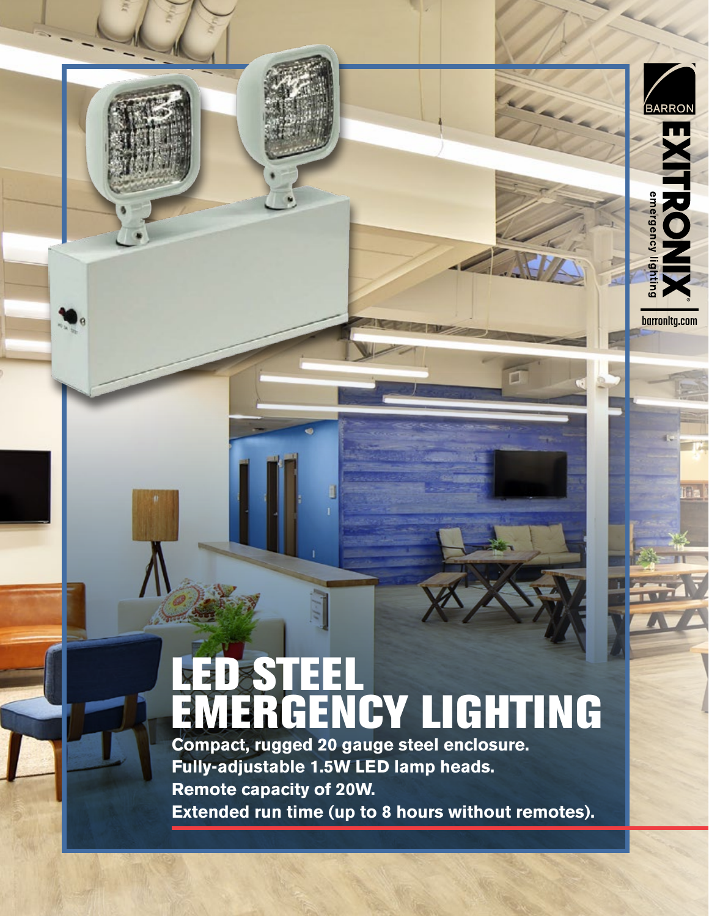BARRON

EXITRONIX®

emergency lighting

barronltg.com

# LED STEEL EMERGENCY LIGHTING

**Compact, rugged 20 gauge steel enclosure.**
**Fully-adjustable 1.5W LED lamp heads.**
**Remote capacity of 20W.**
**Extended run time (up to 8 hours without remotes).**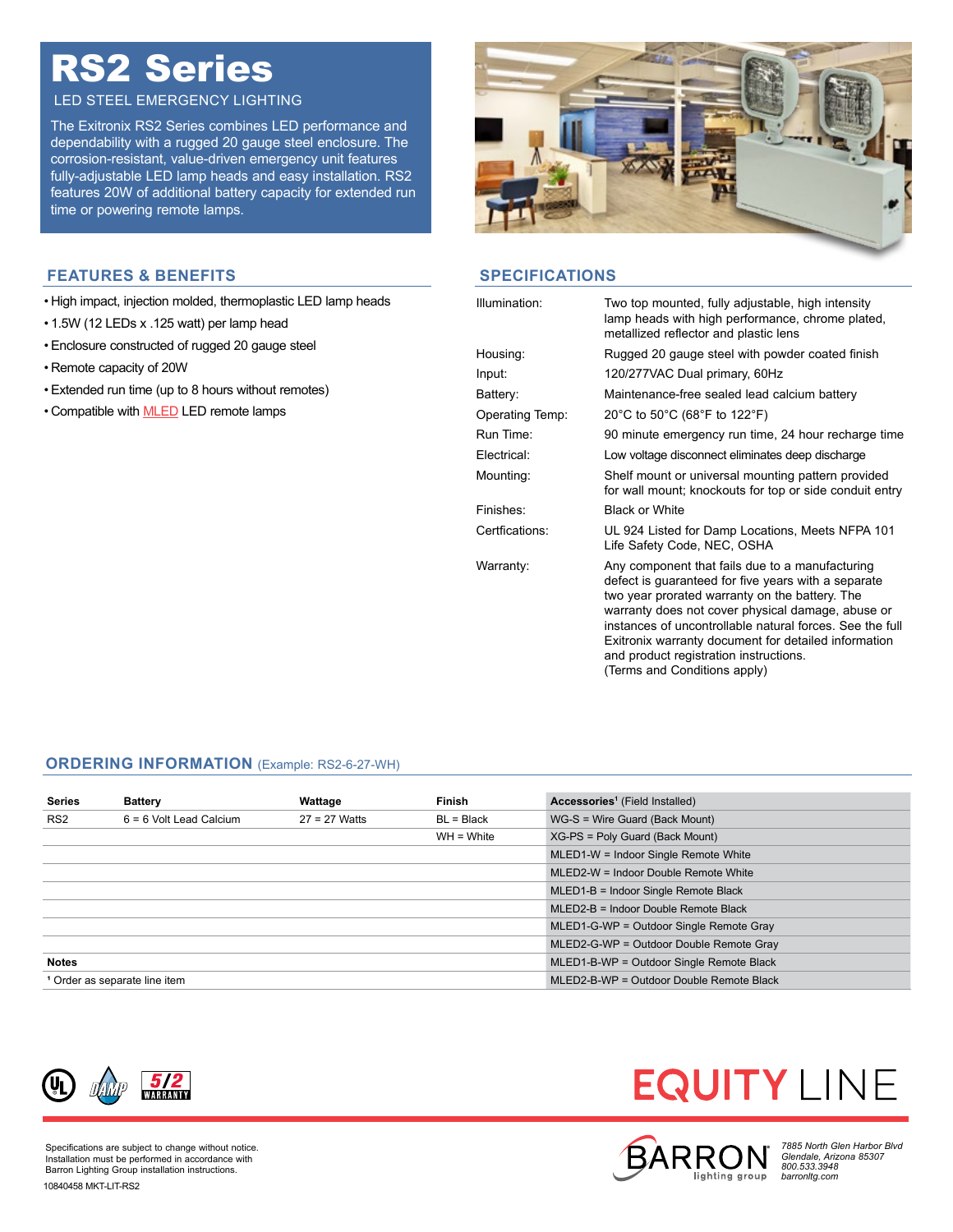# RS2 Series

LED STEEL EMERGENCY LIGHTING

The Exitronix RS2 Series combines LED performance and dependability with a rugged 20 gauge steel enclosure. The corrosion-resistant, value-driven emergency unit features fully-adjustable LED lamp heads and easy installation. RS2 features 20W of additional battery capacity for extended run time or powering remote lamps.

## FEATURES & BENEFITS

- High impact, injection molded, thermoplastic LED lamp heads
- 1.5W (12 LEDs x .125 watt) per lamp head
- Enclosure constructed of rugged 20 gauge steel
- Remote capacity of 20W
- Extended run time (up to 8 hours without remotes)
- Compatible with MLED LED remote lamps

## SPECIFICATIONS

| | |
|---|---|
| Illumination: | Two top mounted, fully adjustable, high intensity lamp heads with high performance, chrome plated, metallized reflector and plastic lens |
| Housing: | Rugged 20 gauge steel with powder coated finish |
| Input: | 120/277VAC Dual primary, 60Hz |
| Battery: | Maintenance-free sealed lead calcium battery |
| Operating Temp: | 20°C to 50°C (68°F to 122°F) |
| Run Time: | 90 minute emergency run time, 24 hour recharge time |
| Electrical: | Low voltage disconnect eliminates deep discharge |
| Mounting: | Shelf mount or universal mounting pattern provided for wall mount; knockouts for top or side conduit entry |
| Finishes: | Black or White |
| Certfications: | UL 924 Listed for Damp Locations, Meets NFPA 101 Life Safety Code, NEC, OSHA |
| Warranty: | Any component that fails due to a manufacturing defect is guaranteed for five years with a separate two year prorated warranty on the battery. The warranty does not cover physical damage, abuse or instances of uncontrollable natural forces. See the full Exitronix warranty document for detailed information and product registration instructions. (Terms and Conditions apply) |

## ORDERING INFORMATION (Example: RS2-6-27-WH)

| Series | Battery | Wattage | Finish | Accessories[1] (Field Installed) |
|---|---|---|---|---|
| RS2 | 6 = 6 Volt Lead Calcium | 27 = 27 Watts | BL = Black | WG-S = Wire Guard (Back Mount) |
| | | | WH = White | XG-PS = Poly Guard (Back Mount) |
| | | | | MLED1-W = Indoor Single Remote White |
| | | | | MLED2-W = Indoor Double Remote White |
| | | | | MLED1-B = Indoor Single Remote Black |
| | | | | MLED2-B = Indoor Double Remote Black |
| | | | | MLED1-G-WP = Outdoor Single Remote Gray |
| | | | | MLED2-G-WP = Outdoor Double Remote Gray |
| **Notes** | | | | MLED1-B-WP = Outdoor Single Remote Black |
| [1] Order as separate line item | | | | MLED2-B-WP = Outdoor Double Remote Black |

DAMP 5/2 WARRANTY

EQUITY LINE

BARRON lighting group

7885 North Glen Harbor Blvd
Glendale, Arizona 85307
800.533.3948
barronltg.com

Specifications are subject to change without notice. Installation must be performed in accordance with Barron Lighting Group installation instructions.

10840458 MKT-LIT-RS2